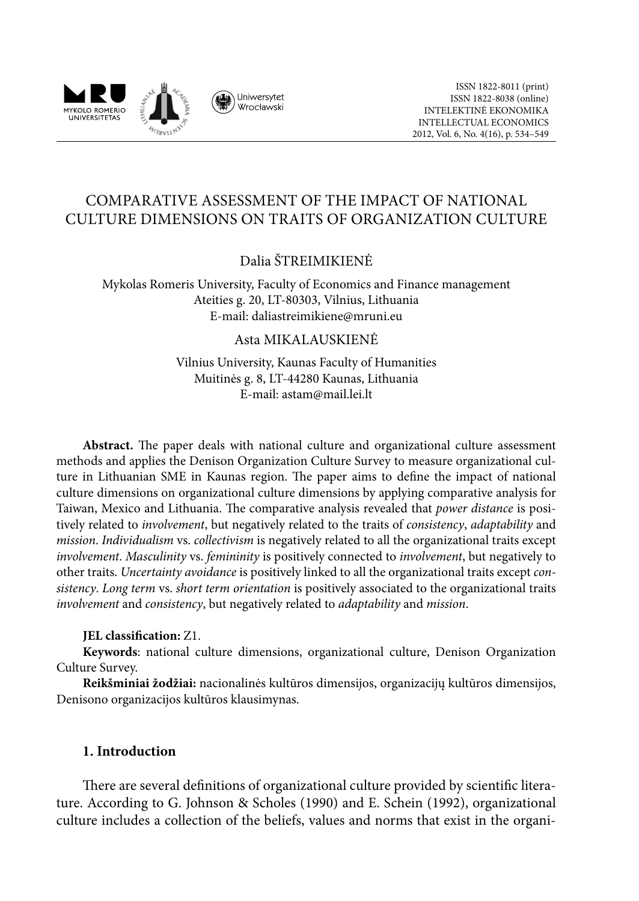ISSN 1822-8011 (print)
ISSN 1822-8038 (online)
INTELEKTINĖ EKONOMIKA
INTELLECTUAL ECONOMICS
2012, Vol. 6, No. 4(16), p. 534–549

# COMPARATIVE ASSESSMENT OF THE IMPACT OF NATIONAL CULTURE DIMENSIONS ON TRAITS OF ORGANIZATION CULTURE

Dalia ŠTREIMIKIENĖ

Mykolas Romeris University, Faculty of Economics and Finance management
Ateities g. 20, LT-80303, Vilnius, Lithuania
E-mail: daliastreimikiene@mruni.eu

Asta MIKALAUSKIENĖ

Vilnius University, Kaunas Faculty of Humanities
Muitinės g. 8, LT-44280 Kaunas, Lithuania
E-mail: astam@mail.lei.lt

**Abstract.** The paper deals with national culture and organizational culture assessment methods and applies the Denison Organization Culture Survey to measure organizational culture in Lithuanian SME in Kaunas region. The paper aims to define the impact of national culture dimensions on organizational culture dimensions by applying comparative analysis for Taiwan, Mexico and Lithuania. The comparative analysis revealed that *power distance* is positively related to *involvement*, but negatively related to the traits of *consistency*, *adaptability* and *mission*. *Individualism* vs. *collectivism* is negatively related to all the organizational traits except *involvement*. *Masculinity* vs. *femininity* is positively connected to *involvement*, but negatively to other traits. *Uncertainty avoidance* is positively linked to all the organizational traits except *consistency*. *Long term* vs. *short term orientation* is positively associated to the organizational traits *involvement* and *consistency*, but negatively related to *adaptability* and *mission*.

**JEL classification:** Z1.

**Keywords**: national culture dimensions, organizational culture, Denison Organization Culture Survey.

**Reikšminiai žodžiai:** nacionalinės kultūros dimensijos, organizacijų kultūros dimensijos, Denisono organizacijos kultūros klausimynas.

## 1. Introduction

There are several definitions of organizational culture provided by scientific literature. According to G. Johnson & Scholes (1990) and E. Schein (1992), organizational culture includes a collection of the beliefs, values and norms that exist in the organi-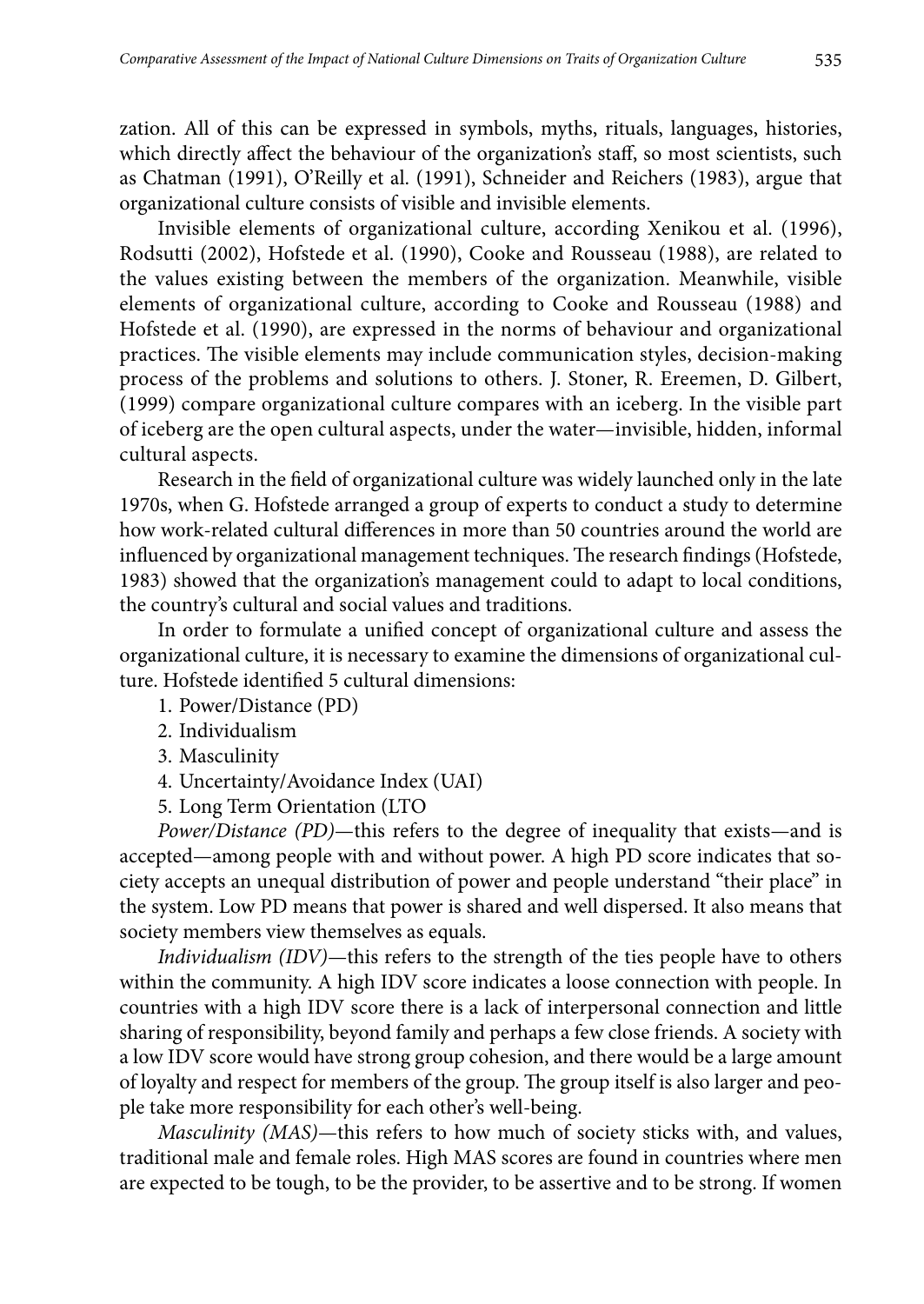zation. All of this can be expressed in symbols, myths, rituals, languages, histories, which directly affect the behaviour of the organization's staff, so most scientists, such as Chatman (1991), O'Reilly et al. (1991), Schneider and Reichers (1983), argue that organizational culture consists of visible and invisible elements.

Invisible elements of organizational culture, according Xenikou et al. (1996), Rodsutti (2002), Hofstede et al. (1990), Cooke and Rousseau (1988), are related to the values existing between the members of the organization. Meanwhile, visible elements of organizational culture, according to Cooke and Rousseau (1988) and Hofstede et al. (1990), are expressed in the norms of behaviour and organizational practices. The visible elements may include communication styles, decision-making process of the problems and solutions to others. J. Stoner, R. Ereemen, D. Gilbert, (1999) compare organizational culture compares with an iceberg. In the visible part of iceberg are the open cultural aspects, under the water—invisible, hidden, informal cultural aspects.

Research in the field of organizational culture was widely launched only in the late 1970s, when G. Hofstede arranged a group of experts to conduct a study to determine how work-related cultural differences in more than 50 countries around the world are influenced by organizational management techniques. The research findings (Hofstede, 1983) showed that the organization's management could to adapt to local conditions, the country's cultural and social values and traditions.

In order to formulate a unified concept of organizational culture and assess the organizational culture, it is necessary to examine the dimensions of organizational culture. Hofstede identified 5 cultural dimensions:

1. Power/Distance (PD)
2. Individualism
3. Masculinity
4. Uncertainty/Avoidance Index (UAI)
5. Long Term Orientation (LTO

*Power/Distance (PD)*—this refers to the degree of inequality that exists—and is accepted—among people with and without power. A high PD score indicates that society accepts an unequal distribution of power and people understand "their place" in the system. Low PD means that power is shared and well dispersed. It also means that society members view themselves as equals.

*Individualism (IDV)*—this refers to the strength of the ties people have to others within the community. A high IDV score indicates a loose connection with people. In countries with a high IDV score there is a lack of interpersonal connection and little sharing of responsibility, beyond family and perhaps a few close friends. A society with a low IDV score would have strong group cohesion, and there would be a large amount of loyalty and respect for members of the group. The group itself is also larger and people take more responsibility for each other's well-being.

*Masculinity (MAS)*—this refers to how much of society sticks with, and values, traditional male and female roles. High MAS scores are found in countries where men are expected to be tough, to be the provider, to be assertive and to be strong. If women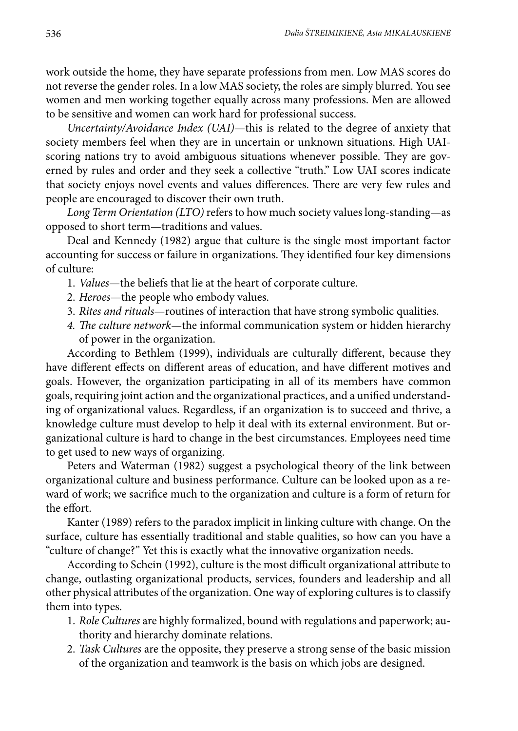work outside the home, they have separate professions from men. Low MAS scores do not reverse the gender roles. In a low MAS society, the roles are simply blurred. You see women and men working together equally across many professions. Men are allowed to be sensitive and women can work hard for professional success.

*Uncertainty/Avoidance Index (UAI)*—this is related to the degree of anxiety that society members feel when they are in uncertain or unknown situations. High UAI-scoring nations try to avoid ambiguous situations whenever possible. They are governed by rules and order and they seek a collective "truth." Low UAI scores indicate that society enjoys novel events and values differences. There are very few rules and people are encouraged to discover their own truth.

*Long Term Orientation (LTO)* refers to how much society values long-standing—as opposed to short term—traditions and values.

Deal and Kennedy (1982) argue that culture is the single most important factor accounting for success or failure in organizations. They identified four key dimensions of culture:

1. *Values*—the beliefs that lie at the heart of corporate culture.
2. *Heroes*—the people who embody values.
3. *Rites and rituals*—routines of interaction that have strong symbolic qualities.
4. *The culture network*—the informal communication system or hidden hierarchy of power in the organization.

According to Bethlem (1999), individuals are culturally different, because they have different effects on different areas of education, and have different motives and goals. However, the organization participating in all of its members have common goals, requiring joint action and the organizational practices, and a unified understanding of organizational values. Regardless, if an organization is to succeed and thrive, a knowledge culture must develop to help it deal with its external environment. But organizational culture is hard to change in the best circumstances. Employees need time to get used to new ways of organizing.

Peters and Waterman (1982) suggest a psychological theory of the link between organizational culture and business performance. Culture can be looked upon as a reward of work; we sacrifice much to the organization and culture is a form of return for the effort.

Kanter (1989) refers to the paradox implicit in linking culture with change. On the surface, culture has essentially traditional and stable qualities, so how can you have a "culture of change?" Yet this is exactly what the innovative organization needs.

According to Schein (1992), culture is the most difficult organizational attribute to change, outlasting organizational products, services, founders and leadership and all other physical attributes of the organization. One way of exploring cultures is to classify them into types.

1. *Role Cultures* are highly formalized, bound with regulations and paperwork; authority and hierarchy dominate relations.
2. *Task Cultures* are the opposite, they preserve a strong sense of the basic mission of the organization and teamwork is the basis on which jobs are designed.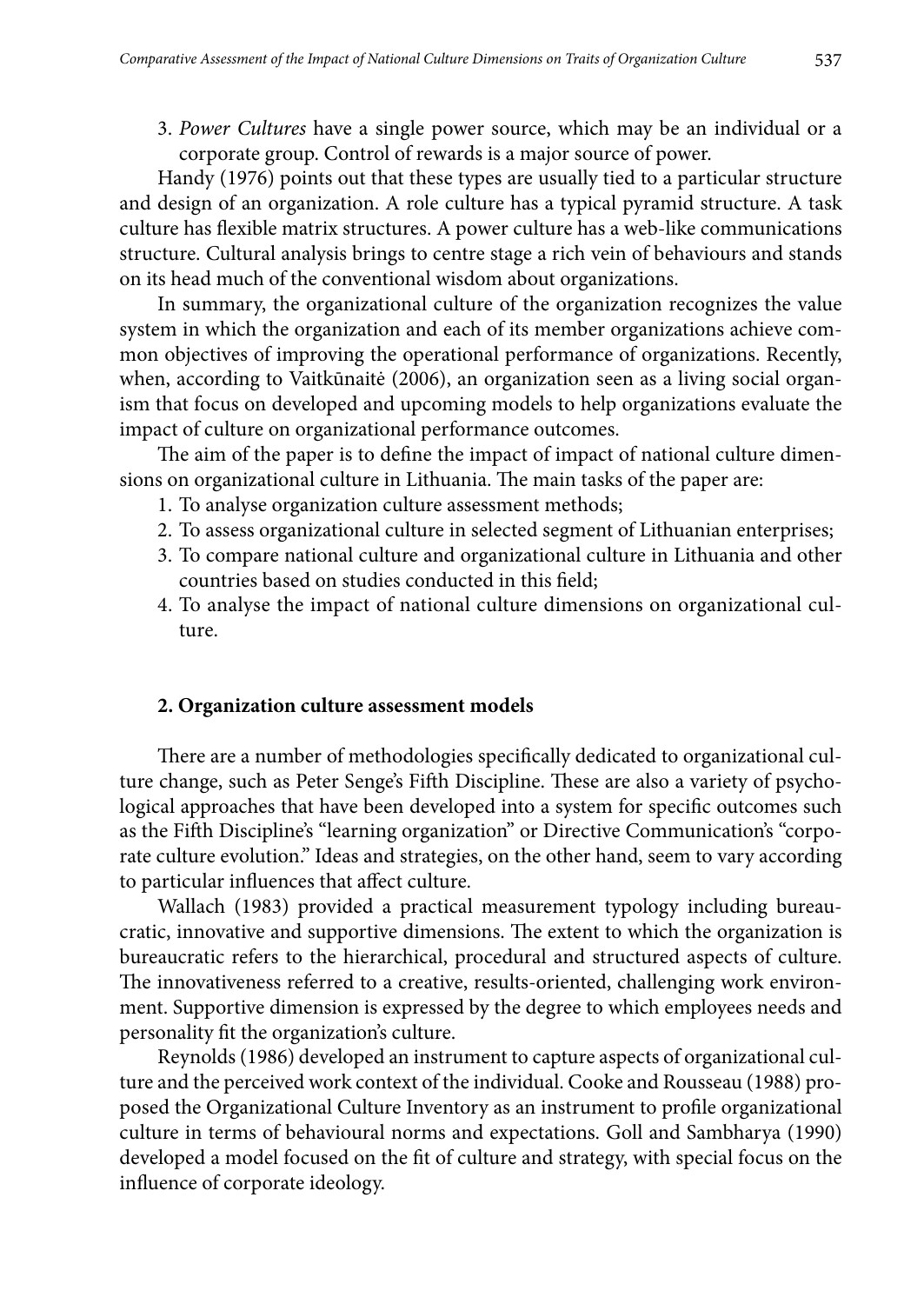3. *Power Cultures* have a single power source, which may be an individual or a corporate group. Control of rewards is a major source of power.

Handy (1976) points out that these types are usually tied to a particular structure and design of an organization. A role culture has a typical pyramid structure. A task culture has flexible matrix structures. A power culture has a web-like communications structure. Cultural analysis brings to centre stage a rich vein of behaviours and stands on its head much of the conventional wisdom about organizations.

In summary, the organizational culture of the organization recognizes the value system in which the organization and each of its member organizations achieve common objectives of improving the operational performance of organizations. Recently, when, according to Vaitkūnaitė (2006), an organization seen as a living social organism that focus on developed and upcoming models to help organizations evaluate the impact of culture on organizational performance outcomes.

The aim of the paper is to define the impact of impact of national culture dimensions on organizational culture in Lithuania. The main tasks of the paper are:

1. To analyse organization culture assessment methods;
2. To assess organizational culture in selected segment of Lithuanian enterprises;
3. To compare national culture and organizational culture in Lithuania and other countries based on studies conducted in this field;
4. To analyse the impact of national culture dimensions on organizational culture.

## 2. Organization culture assessment models

There are a number of methodologies specifically dedicated to organizational culture change, such as Peter Senge's Fifth Discipline. These are also a variety of psychological approaches that have been developed into a system for specific outcomes such as the Fifth Discipline's "learning organization" or Directive Communication's "corporate culture evolution." Ideas and strategies, on the other hand, seem to vary according to particular influences that affect culture.

Wallach (1983) provided a practical measurement typology including bureaucratic, innovative and supportive dimensions. The extent to which the organization is bureaucratic refers to the hierarchical, procedural and structured aspects of culture. The innovativeness referred to a creative, results-oriented, challenging work environment. Supportive dimension is expressed by the degree to which employees needs and personality fit the organization's culture.

Reynolds (1986) developed an instrument to capture aspects of organizational culture and the perceived work context of the individual. Cooke and Rousseau (1988) proposed the Organizational Culture Inventory as an instrument to profile organizational culture in terms of behavioural norms and expectations. Goll and Sambharya (1990) developed a model focused on the fit of culture and strategy, with special focus on the influence of corporate ideology.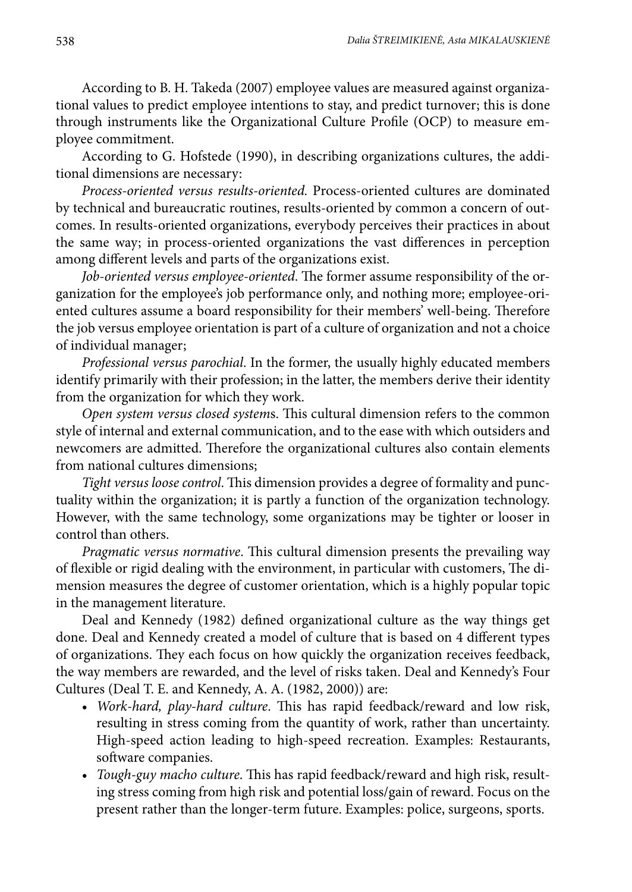According to B. H. Takeda (2007) employee values are measured against organizational values to predict employee intentions to stay, and predict turnover; this is done through instruments like the Organizational Culture Profile (OCP) to measure employee commitment.

According to G. Hofstede (1990), in describing organizations cultures, the additional dimensions are necessary:

*Process-oriented versus results-oriented.* Process-oriented cultures are dominated by technical and bureaucratic routines, results-oriented by common a concern of outcomes. In results-oriented organizations, everybody perceives their practices in about the same way; in process-oriented organizations the vast differences in perception among different levels and parts of the organizations exist.

*Job-oriented versus employee-oriented*. The former assume responsibility of the organization for the employee's job performance only, and nothing more; employee-oriented cultures assume a board responsibility for their members' well-being. Therefore the job versus employee orientation is part of a culture of organization and not a choice of individual manager;

*Professional versus parochial*. In the former, the usually highly educated members identify primarily with their profession; in the latter, the members derive their identity from the organization for which they work.

*Open system versus closed system*s. This cultural dimension refers to the common style of internal and external communication, and to the ease with which outsiders and newcomers are admitted. Therefore the organizational cultures also contain elements from national cultures dimensions;

*Tight versus loose control*. This dimension provides a degree of formality and punctuality within the organization; it is partly a function of the organization technology. However, with the same technology, some organizations may be tighter or looser in control than others.

*Pragmatic versus normative*. This cultural dimension presents the prevailing way of flexible or rigid dealing with the environment, in particular with customers, The dimension measures the degree of customer orientation, which is a highly popular topic in the management literature.

Deal and Kennedy (1982) defined organizational culture as the way things get done. Deal and Kennedy created a model of culture that is based on 4 different types of organizations. They each focus on how quickly the organization receives feedback, the way members are rewarded, and the level of risks taken. Deal and Kennedy's Four Cultures (Deal T. E. and Kennedy, A. A. (1982, 2000)) are:

- *Work-hard, play-hard culture*. This has rapid feedback/reward and low risk, resulting in stress coming from the quantity of work, rather than uncertainty. High-speed action leading to high-speed recreation. Examples: Restaurants, software companies.
- *Tough-guy macho culture*. This has rapid feedback/reward and high risk, resulting stress coming from high risk and potential loss/gain of reward. Focus on the present rather than the longer-term future. Examples: police, surgeons, sports.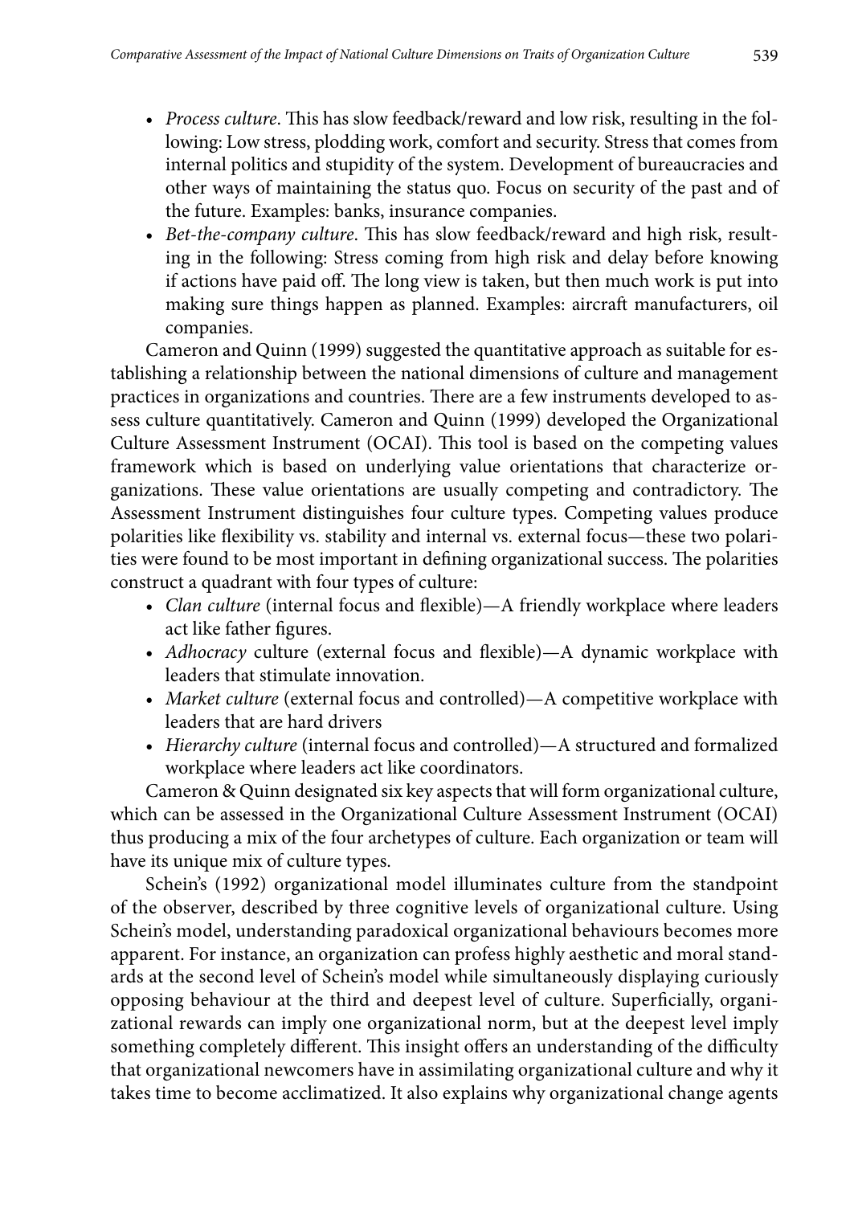- *Process culture*. This has slow feedback/reward and low risk, resulting in the following: Low stress, plodding work, comfort and security. Stress that comes from internal politics and stupidity of the system. Development of bureaucracies and other ways of maintaining the status quo. Focus on security of the past and of the future. Examples: banks, insurance companies.
- *Bet-the-company culture*. This has slow feedback/reward and high risk, resulting in the following: Stress coming from high risk and delay before knowing if actions have paid off. The long view is taken, but then much work is put into making sure things happen as planned. Examples: aircraft manufacturers, oil companies.

Cameron and Quinn (1999) suggested the quantitative approach as suitable for establishing a relationship between the national dimensions of culture and management practices in organizations and countries. There are a few instruments developed to assess culture quantitatively. Cameron and Quinn (1999) developed the Organizational Culture Assessment Instrument (OCAI). This tool is based on the competing values framework which is based on underlying value orientations that characterize organizations. These value orientations are usually competing and contradictory. The Assessment Instrument distinguishes four culture types. Competing values produce polarities like flexibility vs. stability and internal vs. external focus—these two polarities were found to be most important in defining organizational success. The polarities construct a quadrant with four types of culture:

- *Clan culture* (internal focus and flexible)—A friendly workplace where leaders act like father figures.
- *Adhocracy* culture (external focus and flexible)—A dynamic workplace with leaders that stimulate innovation.
- *Market culture* (external focus and controlled)—A competitive workplace with leaders that are hard drivers
- *Hierarchy culture* (internal focus and controlled)—A structured and formalized workplace where leaders act like coordinators.

Cameron & Quinn designated six key aspects that will form organizational culture, which can be assessed in the Organizational Culture Assessment Instrument (OCAI) thus producing a mix of the four archetypes of culture. Each organization or team will have its unique mix of culture types.

Schein's (1992) organizational model illuminates culture from the standpoint of the observer, described by three cognitive levels of organizational culture. Using Schein's model, understanding paradoxical organizational behaviours becomes more apparent. For instance, an organization can profess highly aesthetic and moral standards at the second level of Schein's model while simultaneously displaying curiously opposing behaviour at the third and deepest level of culture. Superficially, organizational rewards can imply one organizational norm, but at the deepest level imply something completely different. This insight offers an understanding of the difficulty that organizational newcomers have in assimilating organizational culture and why it takes time to become acclimatized. It also explains why organizational change agents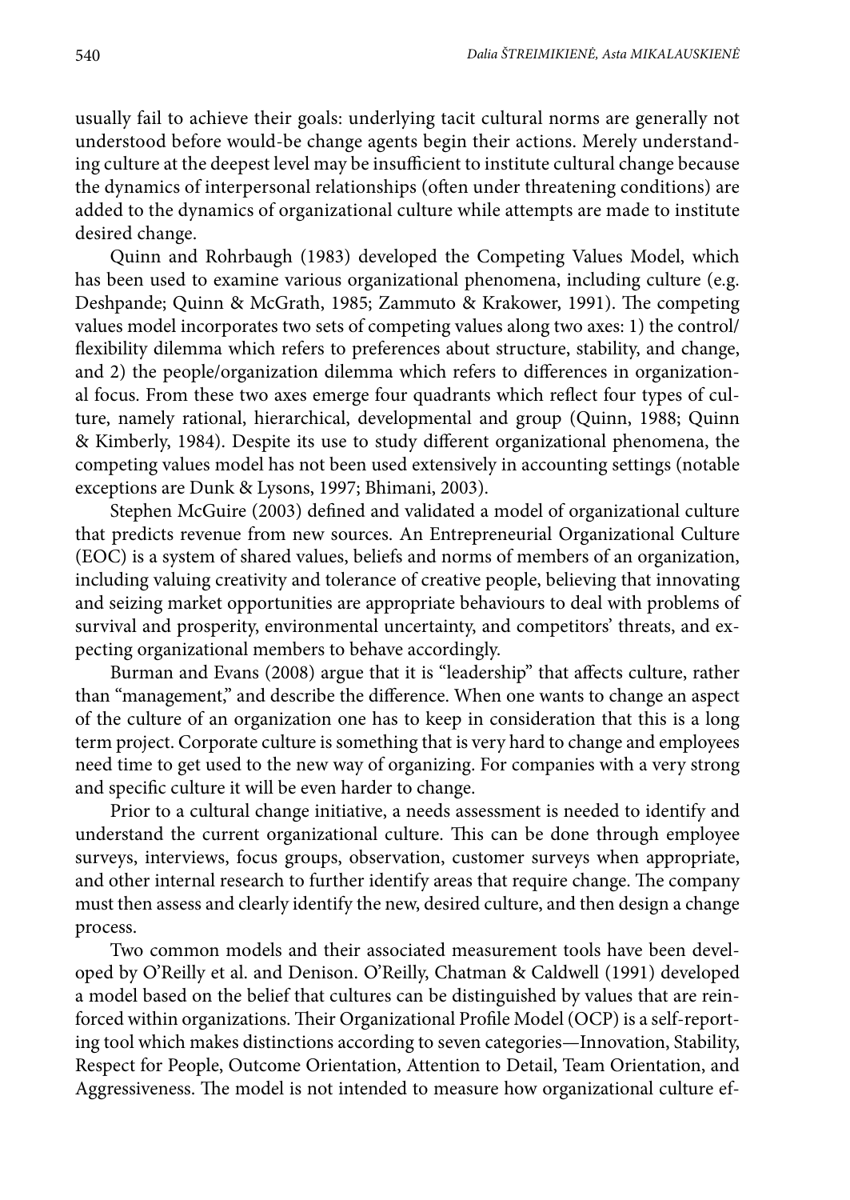usually fail to achieve their goals: underlying tacit cultural norms are generally not understood before would-be change agents begin their actions. Merely understanding culture at the deepest level may be insufficient to institute cultural change because the dynamics of interpersonal relationships (often under threatening conditions) are added to the dynamics of organizational culture while attempts are made to institute desired change.

Quinn and Rohrbaugh (1983) developed the Competing Values Model, which has been used to examine various organizational phenomena, including culture (e.g. Deshpande; Quinn & McGrath, 1985; Zammuto & Krakower, 1991). The competing values model incorporates two sets of competing values along two axes: 1) the control/flexibility dilemma which refers to preferences about structure, stability, and change, and 2) the people/organization dilemma which refers to differences in organizational focus. From these two axes emerge four quadrants which reflect four types of culture, namely rational, hierarchical, developmental and group (Quinn, 1988; Quinn & Kimberly, 1984). Despite its use to study different organizational phenomena, the competing values model has not been used extensively in accounting settings (notable exceptions are Dunk & Lysons, 1997; Bhimani, 2003).

Stephen McGuire (2003) defined and validated a model of organizational culture that predicts revenue from new sources. An Entrepreneurial Organizational Culture (EOC) is a system of shared values, beliefs and norms of members of an organization, including valuing creativity and tolerance of creative people, believing that innovating and seizing market opportunities are appropriate behaviours to deal with problems of survival and prosperity, environmental uncertainty, and competitors' threats, and expecting organizational members to behave accordingly.

Burman and Evans (2008) argue that it is "leadership" that affects culture, rather than "management," and describe the difference. When one wants to change an aspect of the culture of an organization one has to keep in consideration that this is a long term project. Corporate culture is something that is very hard to change and employees need time to get used to the new way of organizing. For companies with a very strong and specific culture it will be even harder to change.

Prior to a cultural change initiative, a needs assessment is needed to identify and understand the current organizational culture. This can be done through employee surveys, interviews, focus groups, observation, customer surveys when appropriate, and other internal research to further identify areas that require change. The company must then assess and clearly identify the new, desired culture, and then design a change process.

Two common models and their associated measurement tools have been developed by O'Reilly et al. and Denison. O'Reilly, Chatman & Caldwell (1991) developed a model based on the belief that cultures can be distinguished by values that are reinforced within organizations. Their Organizational Profile Model (OCP) is a self-reporting tool which makes distinctions according to seven categories—Innovation, Stability, Respect for People, Outcome Orientation, Attention to Detail, Team Orientation, and Aggressiveness. The model is not intended to measure how organizational culture ef-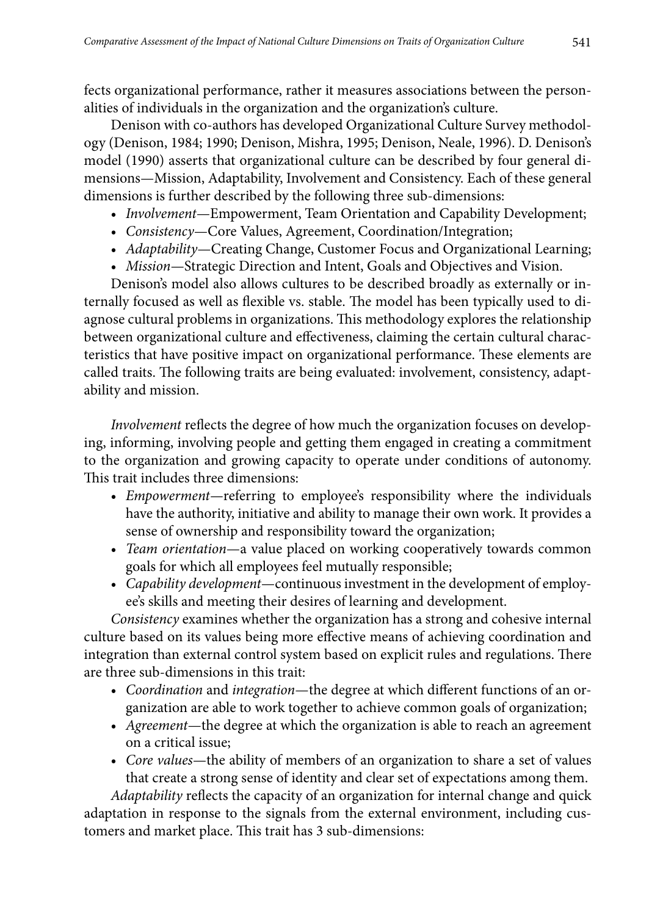fects organizational performance, rather it measures associations between the personalities of individuals in the organization and the organization's culture.

Denison with co-authors has developed Organizational Culture Survey methodology (Denison, 1984; 1990; Denison, Mishra, 1995; Denison, Neale, 1996). D. Denison's model (1990) asserts that organizational culture can be described by four general dimensions—Mission, Adaptability, Involvement and Consistency. Each of these general dimensions is further described by the following three sub-dimensions:

- *Involvement*—Empowerment, Team Orientation and Capability Development;
- *Consistency*—Core Values, Agreement, Coordination/Integration;
- *Adaptability*—Creating Change, Customer Focus and Organizational Learning;
- *Mission*—Strategic Direction and Intent, Goals and Objectives and Vision.

Denison's model also allows cultures to be described broadly as externally or internally focused as well as flexible vs. stable. The model has been typically used to diagnose cultural problems in organizations. This methodology explores the relationship between organizational culture and effectiveness, claiming the certain cultural characteristics that have positive impact on organizational performance. These elements are called traits. The following traits are being evaluated: involvement, consistency, adaptability and mission.

*Involvement* reflects the degree of how much the organization focuses on developing, informing, involving people and getting them engaged in creating a commitment to the organization and growing capacity to operate under conditions of autonomy. This trait includes three dimensions:

- *Empowerment*—referring to employee's responsibility where the individuals have the authority, initiative and ability to manage their own work. It provides a sense of ownership and responsibility toward the organization;
- *Team orientation*—a value placed on working cooperatively towards common goals for which all employees feel mutually responsible;
- *Capability development*—continuous investment in the development of employee's skills and meeting their desires of learning and development.

*Consistency* examines whether the organization has a strong and cohesive internal culture based on its values being more effective means of achieving coordination and integration than external control system based on explicit rules and regulations. There are three sub-dimensions in this trait:

- *Coordination* and *integration*—the degree at which different functions of an organization are able to work together to achieve common goals of organization;
- *Agreement*—the degree at which the organization is able to reach an agreement on a critical issue;
- *Core values*—the ability of members of an organization to share a set of values that create a strong sense of identity and clear set of expectations among them.

*Adaptability* reflects the capacity of an organization for internal change and quick adaptation in response to the signals from the external environment, including customers and market place. This trait has 3 sub-dimensions: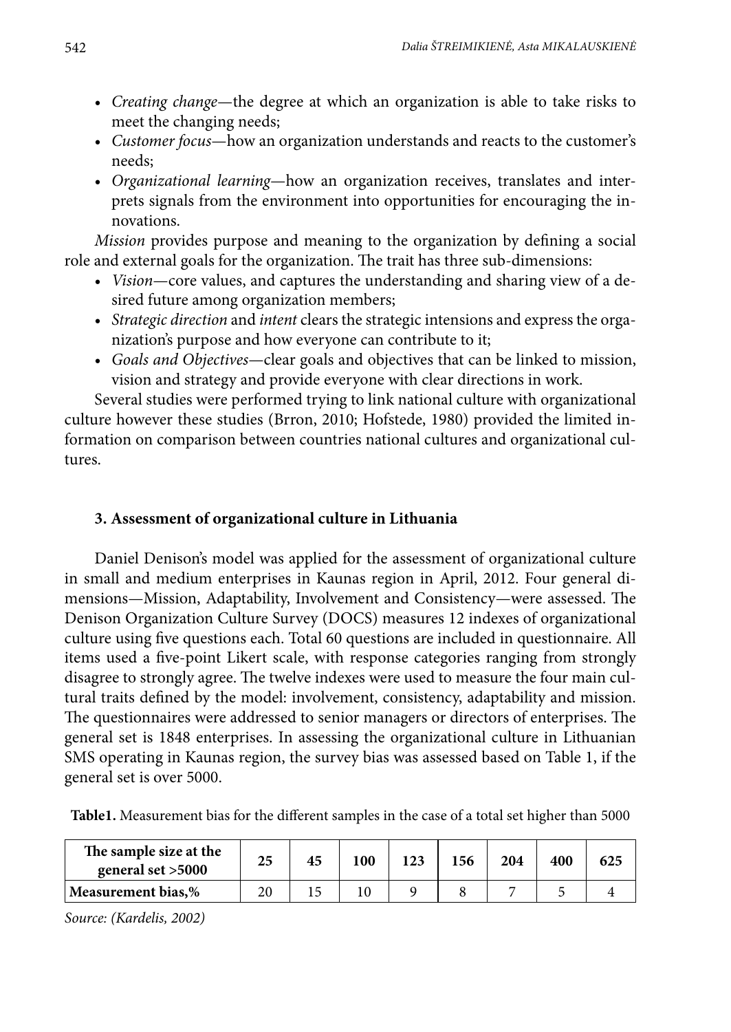- *Creating change*—the degree at which an organization is able to take risks to meet the changing needs;
- *Customer focus*—how an organization understands and reacts to the customer's needs;
- *Organizational learning*—how an organization receives, translates and interprets signals from the environment into opportunities for encouraging the innovations.

*Mission* provides purpose and meaning to the organization by defining a social role and external goals for the organization. The trait has three sub-dimensions:

- *Vision*—core values, and captures the understanding and sharing view of a desired future among organization members;
- *Strategic direction* and *intent* clears the strategic intensions and express the organization's purpose and how everyone can contribute to it;
- *Goals and Objectives*—clear goals and objectives that can be linked to mission, vision and strategy and provide everyone with clear directions in work.

Several studies were performed trying to link national culture with organizational culture however these studies (Brron, 2010; Hofstede, 1980) provided the limited information on comparison between countries national cultures and organizational cultures.

## 3. Assessment of organizational culture in Lithuania

Daniel Denison's model was applied for the assessment of organizational culture in small and medium enterprises in Kaunas region in April, 2012. Four general dimensions—Mission, Adaptability, Involvement and Consistency—were assessed. The Denison Organization Culture Survey (DOCS) measures 12 indexes of organizational culture using five questions each. Total 60 questions are included in questionnaire. All items used a five-point Likert scale, with response categories ranging from strongly disagree to strongly agree. The twelve indexes were used to measure the four main cultural traits defined by the model: involvement, consistency, adaptability and mission. The questionnaires were addressed to senior managers or directors of enterprises. The general set is 1848 enterprises. In assessing the organizational culture in Lithuanian SMS operating in Kaunas region, the survey bias was assessed based on Table 1, if the general set is over 5000.

**Table1.** Measurement bias for the different samples in the case of a total set higher than 5000

| **The sample size at the general set >5000** | **25** | **45** | **100** | **123** | **156** | **204** | **400** | **625** |
|---|---|---|---|---|---|---|---|---|
| **Measurement bias,%** | 20 | 15 | 10 | 9 | 8 | 7 | 5 | 4 |

*Source: (Kardelis, 2002)*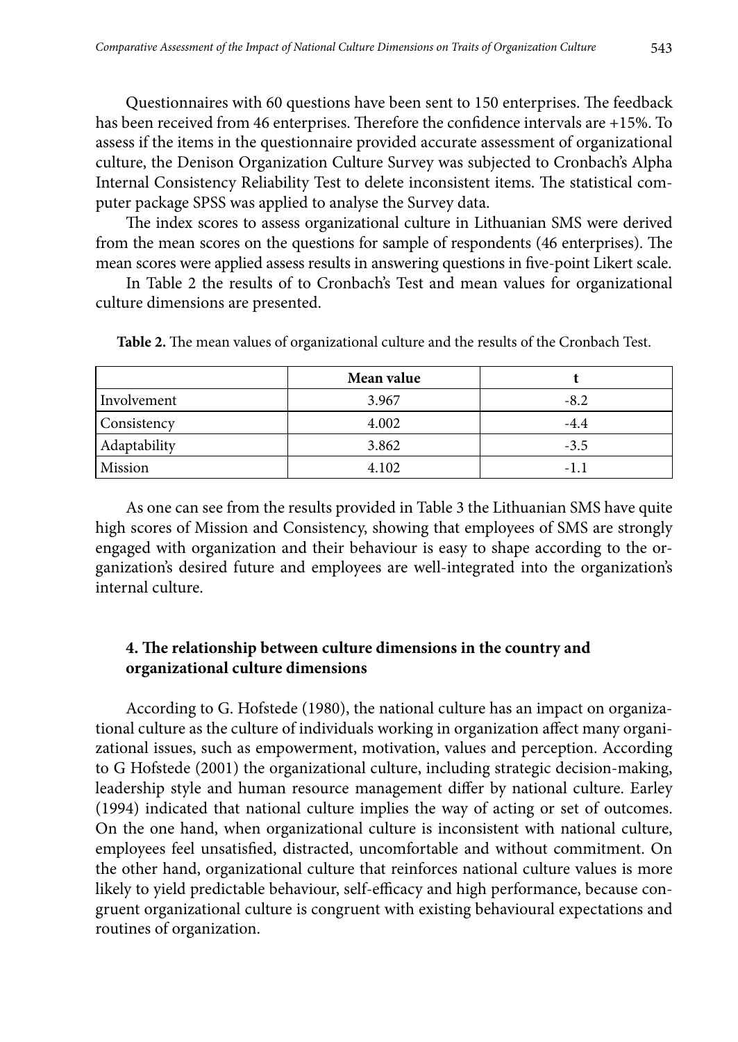Questionnaires with 60 questions have been sent to 150 enterprises. The feedback has been received from 46 enterprises. Therefore the confidence intervals are +15%. To assess if the items in the questionnaire provided accurate assessment of organizational culture, the Denison Organization Culture Survey was subjected to Cronbach's Alpha Internal Consistency Reliability Test to delete inconsistent items. The statistical computer package SPSS was applied to analyse the Survey data.

The index scores to assess organizational culture in Lithuanian SMS were derived from the mean scores on the questions for sample of respondents (46 enterprises). The mean scores were applied assess results in answering questions in five-point Likert scale.

In Table 2 the results of to Cronbach's Test and mean values for organizational culture dimensions are presented.

**Table 2.** The mean values of organizational culture and the results of the Cronbach Test.

| | **Mean value** | **t** |
|---|---|---|
| Involvement | 3.967 | -8.2 |
| Consistency | 4.002 | -4.4 |
| Adaptability | 3.862 | -3.5 |
| Mission | 4.102 | -1.1 |

As one can see from the results provided in Table 3 the Lithuanian SMS have quite high scores of Mission and Consistency, showing that employees of SMS are strongly engaged with organization and their behaviour is easy to shape according to the organization's desired future and employees are well-integrated into the organization's internal culture.

## 4. The relationship between culture dimensions in the country and organizational culture dimensions

According to G. Hofstede (1980), the national culture has an impact on organizational culture as the culture of individuals working in organization affect many organizational issues, such as empowerment, motivation, values and perception. According to G Hofstede (2001) the organizational culture, including strategic decision-making, leadership style and human resource management differ by national culture. Earley (1994) indicated that national culture implies the way of acting or set of outcomes. On the one hand, when organizational culture is inconsistent with national culture, employees feel unsatisfied, distracted, uncomfortable and without commitment. On the other hand, organizational culture that reinforces national culture values is more likely to yield predictable behaviour, self-efficacy and high performance, because congruent organizational culture is congruent with existing behavioural expectations and routines of organization.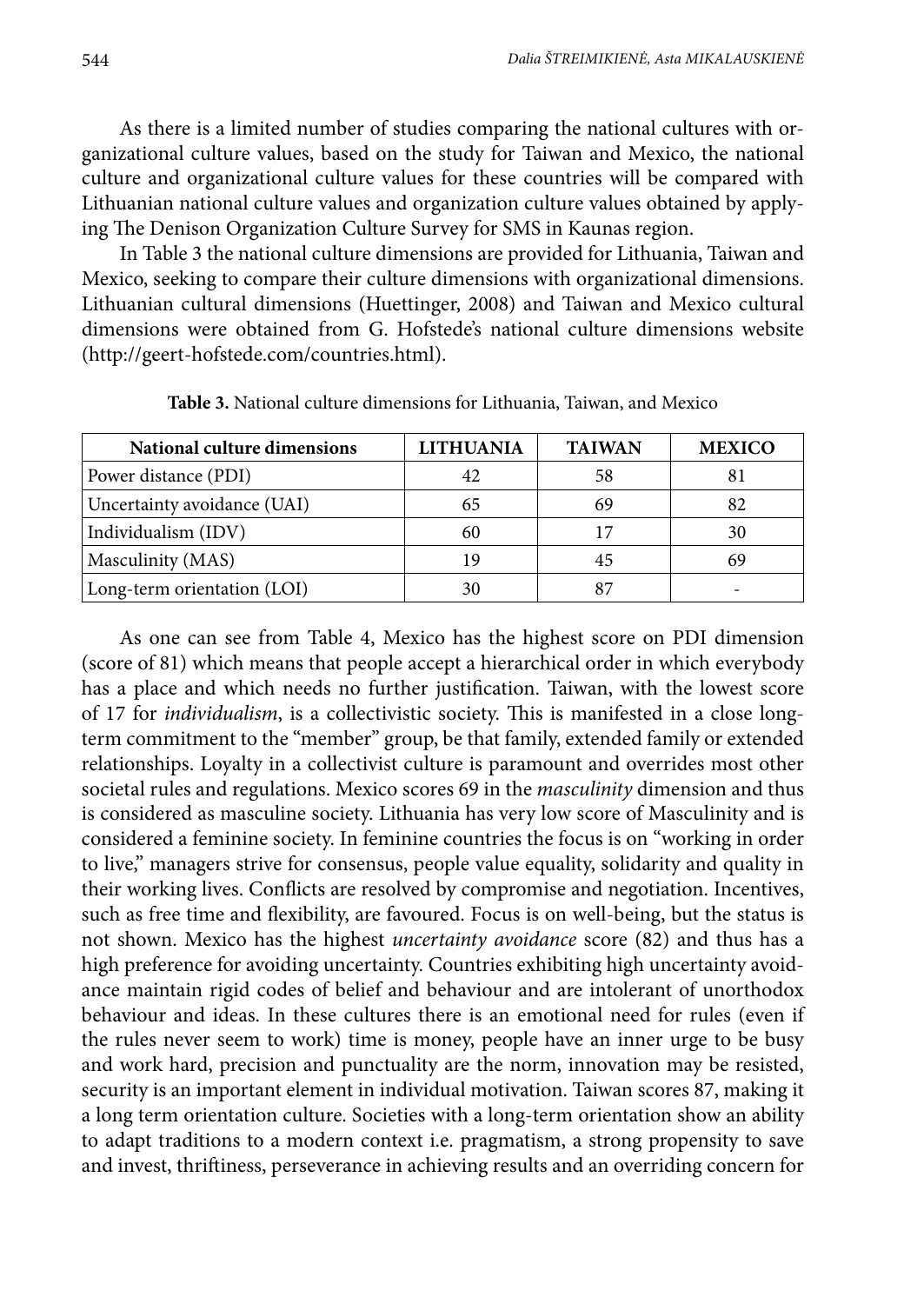As there is a limited number of studies comparing the national cultures with organizational culture values, based on the study for Taiwan and Mexico, the national culture and organizational culture values for these countries will be compared with Lithuanian national culture values and organization culture values obtained by applying The Denison Organization Culture Survey for SMS in Kaunas region.

In Table 3 the national culture dimensions are provided for Lithuania, Taiwan and Mexico, seeking to compare their culture dimensions with organizational dimensions. Lithuanian cultural dimensions (Huettinger, 2008) and Taiwan and Mexico cultural dimensions were obtained from G. Hofstede's national culture dimensions website (http://geert-hofstede.com/countries.html).

**Table 3.** National culture dimensions for Lithuania, Taiwan, and Mexico

| National culture dimensions | LITHUANIA | TAIWAN | MEXICO |
|---|---|---|---|
| Power distance (PDI) | 42 | 58 | 81 |
| Uncertainty avoidance (UAI) | 65 | 69 | 82 |
| Individualism (IDV) | 60 | 17 | 30 |
| Masculinity (MAS) | 19 | 45 | 69 |
| Long-term orientation (LOI) | 30 | 87 | - |

As one can see from Table 4, Mexico has the highest score on PDI dimension (score of 81) which means that people accept a hierarchical order in which everybody has a place and which needs no further justification. Taiwan, with the lowest score of 17 for *individualism*, is a collectivistic society. This is manifested in a close long-term commitment to the "member" group, be that family, extended family or extended relationships. Loyalty in a collectivist culture is paramount and overrides most other societal rules and regulations. Mexico scores 69 in the *masculinity* dimension and thus is considered as masculine society. Lithuania has very low score of Masculinity and is considered a feminine society. In feminine countries the focus is on "working in order to live," managers strive for consensus, people value equality, solidarity and quality in their working lives. Conflicts are resolved by compromise and negotiation. Incentives, such as free time and flexibility, are favoured. Focus is on well-being, but the status is not shown. Mexico has the highest *uncertainty avoidance* score (82) and thus has a high preference for avoiding uncertainty. Countries exhibiting high uncertainty avoidance maintain rigid codes of belief and behaviour and are intolerant of unorthodox behaviour and ideas. In these cultures there is an emotional need for rules (even if the rules never seem to work) time is money, people have an inner urge to be busy and work hard, precision and punctuality are the norm, innovation may be resisted, security is an important element in individual motivation. Taiwan scores 87, making it a long term orientation culture. Societies with a long-term orientation show an ability to adapt traditions to a modern context i.e. pragmatism, a strong propensity to save and invest, thriftiness, perseverance in achieving results and an overriding concern for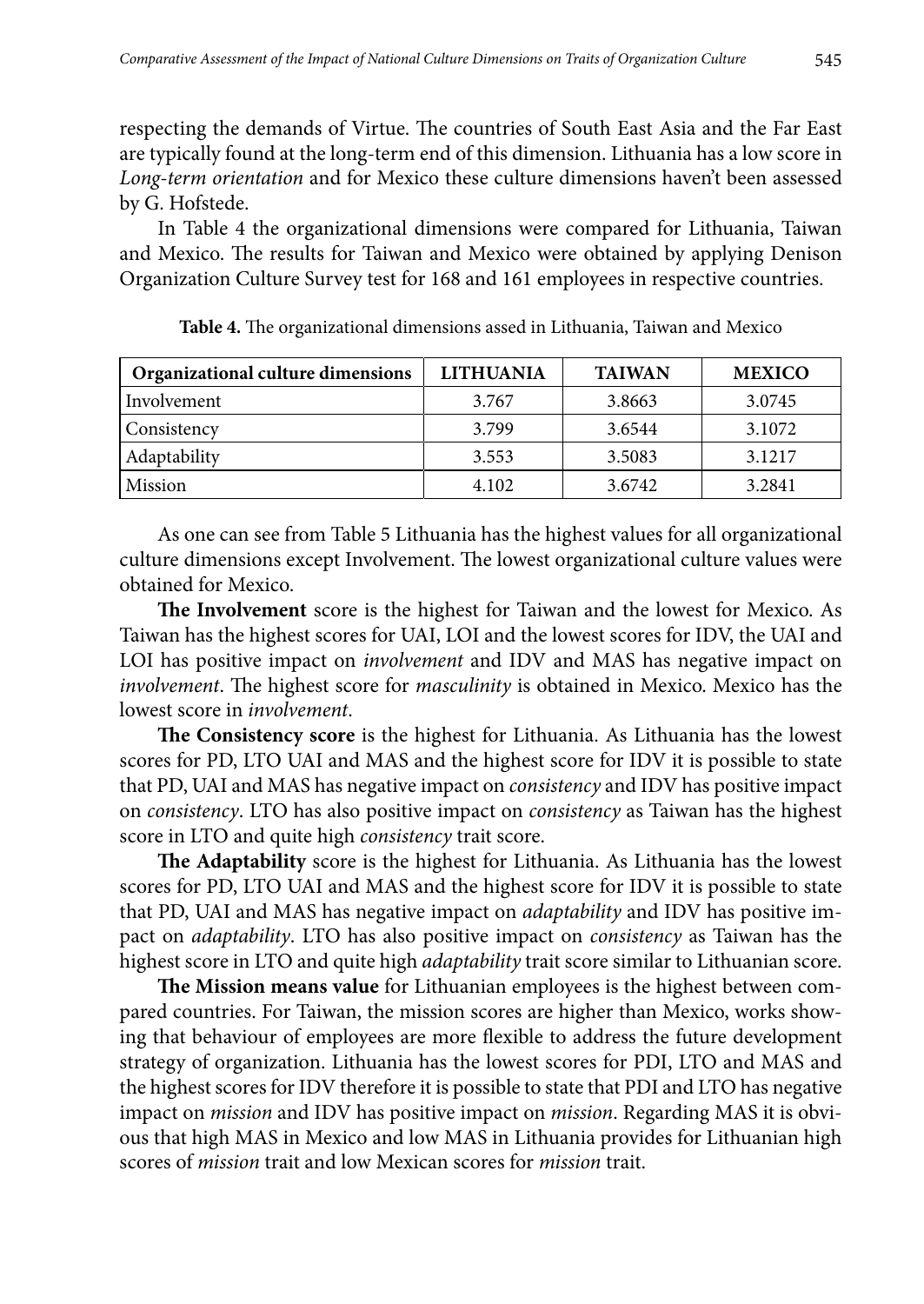respecting the demands of Virtue. The countries of South East Asia and the Far East are typically found at the long-term end of this dimension. Lithuania has a low score in *Long-term orientation* and for Mexico these culture dimensions haven't been assessed by G. Hofstede.

In Table 4 the organizational dimensions were compared for Lithuania, Taiwan and Mexico. The results for Taiwan and Mexico were obtained by applying Denison Organization Culture Survey test for 168 and 161 employees in respective countries.

**Table 4.** The organizational dimensions assed in Lithuania, Taiwan and Mexico

| Organizational culture dimensions | LITHUANIA | TAIWAN | MEXICO |
|---|---|---|---|
| Involvement | 3.767 | 3.8663 | 3.0745 |
| Consistency | 3.799 | 3.6544 | 3.1072 |
| Adaptability | 3.553 | 3.5083 | 3.1217 |
| Mission | 4.102 | 3.6742 | 3.2841 |

As one can see from Table 5 Lithuania has the highest values for all organizational culture dimensions except Involvement. The lowest organizational culture values were obtained for Mexico.

**The Involvement** score is the highest for Taiwan and the lowest for Mexico. As Taiwan has the highest scores for UAI, LOI and the lowest scores for IDV, the UAI and LOI has positive impact on *involvement* and IDV and MAS has negative impact on *involvement*. The highest score for *masculinity* is obtained in Mexico. Mexico has the lowest score in *involvement*.

**The Consistency score** is the highest for Lithuania. As Lithuania has the lowest scores for PD, LTO UAI and MAS and the highest score for IDV it is possible to state that PD, UAI and MAS has negative impact on *consistency* and IDV has positive impact on *consistency*. LTO has also positive impact on *consistency* as Taiwan has the highest score in LTO and quite high *consistency* trait score.

**The Adaptability** score is the highest for Lithuania. As Lithuania has the lowest scores for PD, LTO UAI and MAS and the highest score for IDV it is possible to state that PD, UAI and MAS has negative impact on *adaptability* and IDV has positive impact on *adaptability*. LTO has also positive impact on *consistency* as Taiwan has the highest score in LTO and quite high *adaptability* trait score similar to Lithuanian score.

**The Mission means value** for Lithuanian employees is the highest between compared countries. For Taiwan, the mission scores are higher than Mexico, works showing that behaviour of employees are more flexible to address the future development strategy of organization. Lithuania has the lowest scores for PDI, LTO and MAS and the highest scores for IDV therefore it is possible to state that PDI and LTO has negative impact on *mission* and IDV has positive impact on *mission*. Regarding MAS it is obvious that high MAS in Mexico and low MAS in Lithuania provides for Lithuanian high scores of *mission* trait and low Mexican scores for *mission* trait.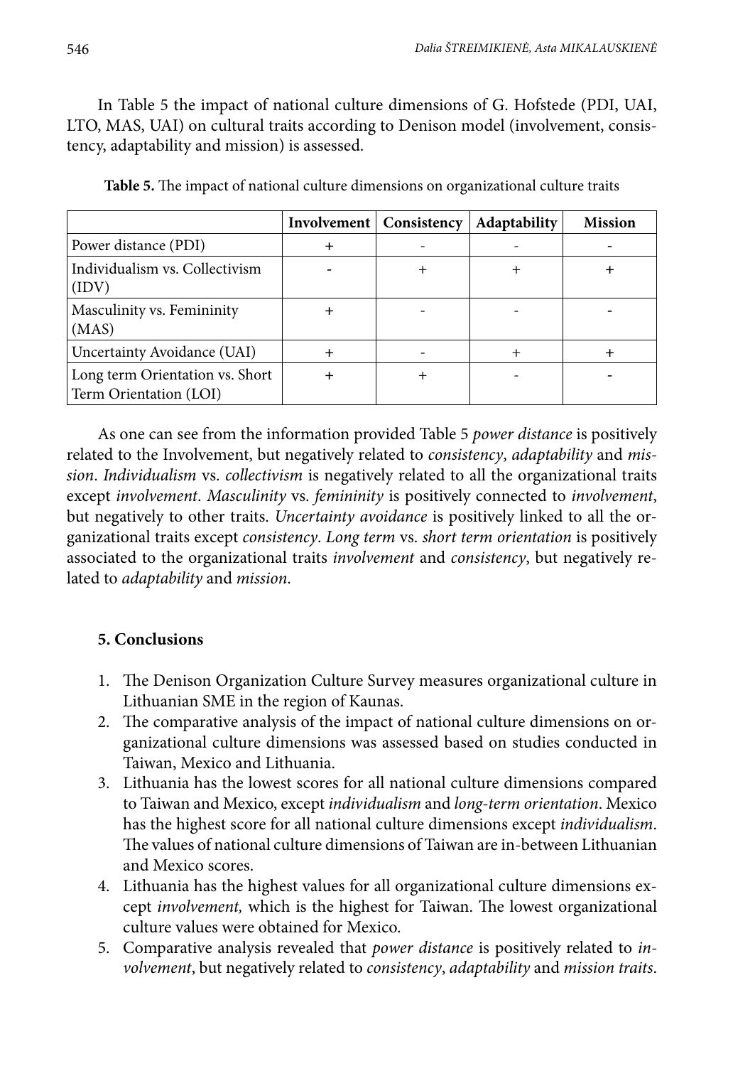In Table 5 the impact of national culture dimensions of G. Hofstede (PDI, UAI, LTO, MAS, UAI) on cultural traits according to Denison model (involvement, consistency, adaptability and mission) is assessed.

**Table 5.** The impact of national culture dimensions on organizational culture traits

| | **Involvement** | **Consistency** | **Adaptability** | **Mission** |
|---|---|---|---|---|
| Power distance (PDI) | + | - | - | - |
| Individualism vs. Collectivism (IDV) | - | + | + | + |
| Masculinity vs. Femininity (MAS) | + | - | - | - |
| Uncertainty Avoidance (UAI) | + | - | + | + |
| Long term Orientation vs. Short Term Orientation (LOI) | + | + | - | - |

As one can see from the information provided Table 5 *power distance* is positively related to the Involvement, but negatively related to *consistency*, *adaptability* and *mission*. *Individualism* vs. *collectivism* is negatively related to all the organizational traits except *involvement*. *Masculinity* vs. *femininity* is positively connected to *involvement*, but negatively to other traits. *Uncertainty avoidance* is positively linked to all the organizational traits except *consistency*. *Long term* vs. *short term orientation* is positively associated to the organizational traits *involvement* and *consistency*, but negatively related to *adaptability* and *mission*.

## 5. Conclusions

1. The Denison Organization Culture Survey measures organizational culture in Lithuanian SME in the region of Kaunas.
2. The comparative analysis of the impact of national culture dimensions on organizational culture dimensions was assessed based on studies conducted in Taiwan, Mexico and Lithuania.
3. Lithuania has the lowest scores for all national culture dimensions compared to Taiwan and Mexico, except *individualism* and *long-term orientation*. Mexico has the highest score for all national culture dimensions except *individualism*. The values of national culture dimensions of Taiwan are in-between Lithuanian and Mexico scores.
4. Lithuania has the highest values for all organizational culture dimensions except *involvement,* which is the highest for Taiwan. The lowest organizational culture values were obtained for Mexico.
5. Comparative analysis revealed that *power distance* is positively related to *involvement*, but negatively related to *consistency*, *adaptability* and *mission traits*.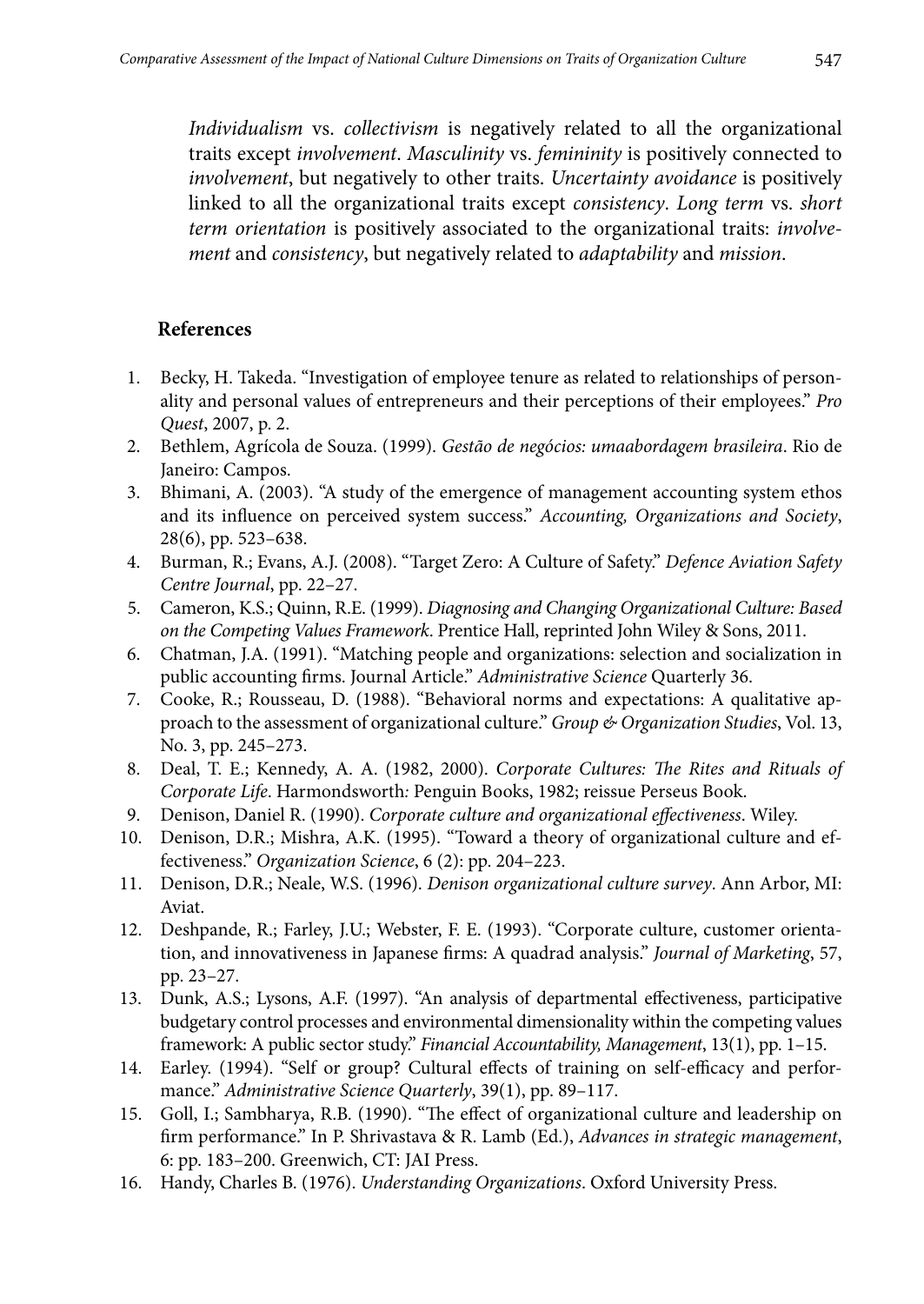*Individualism* vs. *collectivism* is negatively related to all the organizational traits except *involvement*. *Masculinity* vs. *femininity* is positively connected to *involvement*, but negatively to other traits. *Uncertainty avoidance* is positively linked to all the organizational traits except *consistency*. *Long term* vs. *short term orientation* is positively associated to the organizational traits: *involvement* and *consistency*, but negatively related to *adaptability* and *mission*.

## References

1. Becky, H. Takeda. "Investigation of employee tenure as related to relationships of personality and personal values of entrepreneurs and their perceptions of their employees." *Pro Quest*, 2007, p. 2.
2. Bethlem, Agrícola de Souza. (1999). *Gestão de negócios: umaabordagem brasileira*. Rio de Janeiro: Campos.
3. Bhimani, A. (2003). "A study of the emergence of management accounting system ethos and its influence on perceived system success." *Accounting, Organizations and Society*, 28(6), pp. 523–638.
4. Burman, R.; Evans, A.J. (2008). "Target Zero: A Culture of Safety." *Defence Aviation Safety Centre Journal*, pp. 22–27.
5. Cameron, K.S.; Quinn, R.E. (1999). *Diagnosing and Changing Organizational Culture: Based on the Competing Values Framework*. Prentice Hall, reprinted John Wiley & Sons, 2011.
6. Chatman, J.A. (1991). "Matching people and organizations: selection and socialization in public accounting firms. Journal Article." *Administrative Science* Quarterly 36.
7. Cooke, R.; Rousseau, D. (1988). "Behavioral norms and expectations: A qualitative approach to the assessment of organizational culture." *Group & Organization Studies*, Vol. 13, No. 3, pp. 245–273.
8. Deal, T. E.; Kennedy, A. A. (1982, 2000). *Corporate Cultures: The Rites and Rituals of Corporate Life*. Harmondsworth: Penguin Books, 1982; reissue Perseus Book.
9. Denison, Daniel R. (1990). *Corporate culture and organizational effectiveness*. Wiley.
10. Denison, D.R.; Mishra, A.K. (1995). "Toward a theory of organizational culture and effectiveness." *Organization Science*, 6 (2): pp. 204–223.
11. Denison, D.R.; Neale, W.S. (1996). *Denison organizational culture survey*. Ann Arbor, MI: Aviat.
12. Deshpande, R.; Farley, J.U.; Webster, F. E. (1993). "Corporate culture, customer orientation, and innovativeness in Japanese firms: A quadrad analysis." *Journal of Marketing*, 57, pp. 23–27.
13. Dunk, A.S.; Lysons, A.F. (1997). "An analysis of departmental effectiveness, participative budgetary control processes and environmental dimensionality within the competing values framework: A public sector study." *Financial Accountability, Management*, 13(1), pp. 1–15.
14. Earley. (1994). "Self or group? Cultural effects of training on self-efficacy and performance." *Administrative Science Quarterly*, 39(1), pp. 89–117.
15. Goll, I.; Sambharya, R.B. (1990). "The effect of organizational culture and leadership on firm performance." In P. Shrivastava & R. Lamb (Ed.), *Advances in strategic management*, 6: pp. 183–200. Greenwich, CT: JAI Press.
16. Handy, Charles B. (1976). *Understanding Organizations*. Oxford University Press.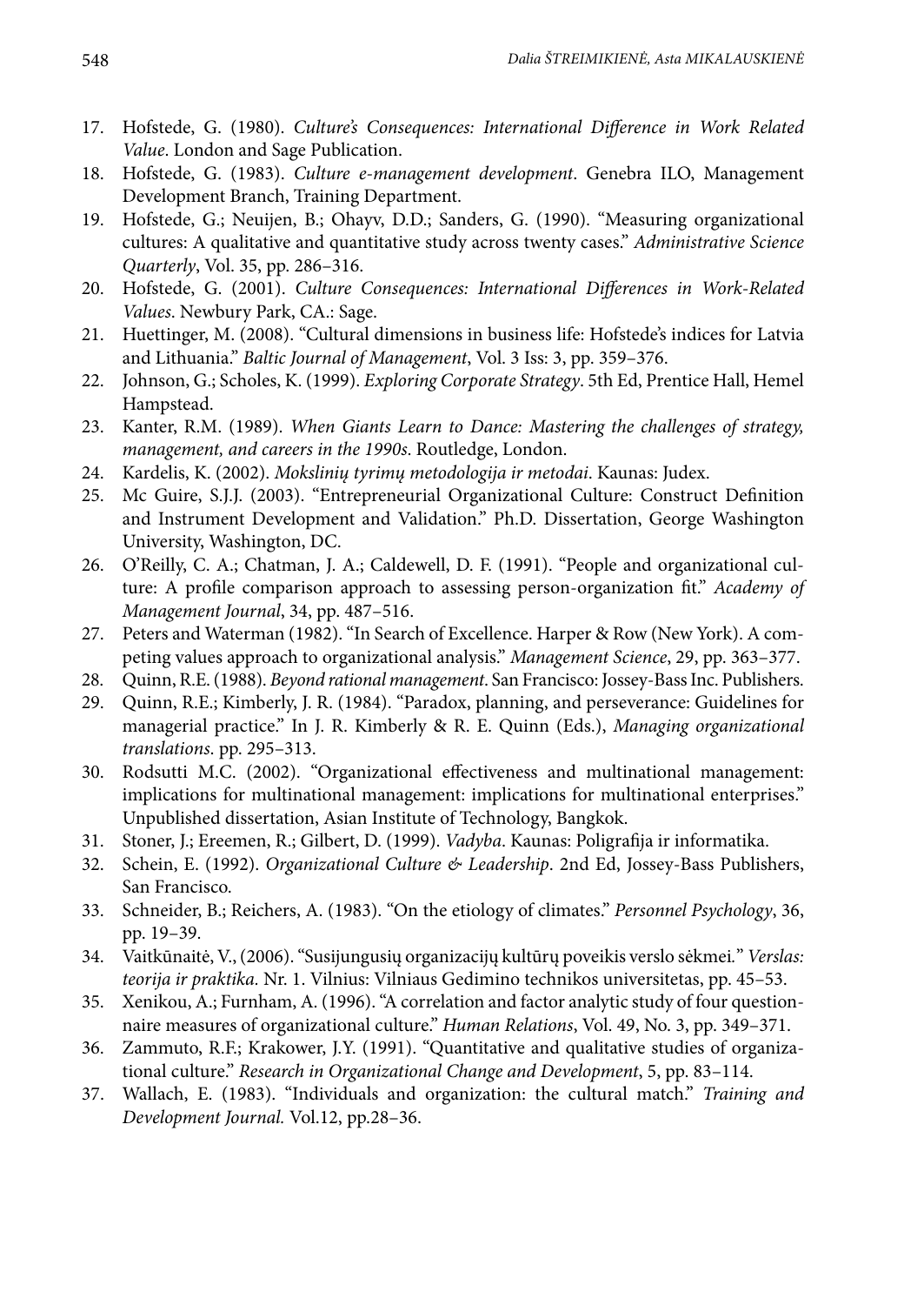17. Hofstede, G. (1980). *Culture's Consequences: International Difference in Work Related Value*. London and Sage Publication.
18. Hofstede, G. (1983). *Culture e-management development*. Genebra ILO, Management Development Branch, Training Department.
19. Hofstede, G.; Neuijen, B.; Ohayv, D.D.; Sanders, G. (1990). "Measuring organizational cultures: A qualitative and quantitative study across twenty cases." *Administrative Science Quarterly*, Vol. 35, pp. 286–316.
20. Hofstede, G. (2001). *Culture Consequences: International Differences in Work-Related Values*. Newbury Park, CA.: Sage.
21. Huettinger, M. (2008). "Cultural dimensions in business life: Hofstede's indices for Latvia and Lithuania." *Baltic Journal of Management*, Vol. 3 Iss: 3, pp. 359–376.
22. Johnson, G.; Scholes, K. (1999). *Exploring Corporate Strategy*. 5th Ed, Prentice Hall, Hemel Hampstead.
23. Kanter, R.M. (1989). *When Giants Learn to Dance: Mastering the challenges of strategy, management, and careers in the 1990s*. Routledge, London.
24. Kardelis, K. (2002). *Mokslinių tyrimų metodologija ir metodai*. Kaunas: Judex.
25. Mc Guire, S.J.J. (2003). "Entrepreneurial Organizational Culture: Construct Definition and Instrument Development and Validation." Ph.D. Dissertation, George Washington University, Washington, DC.
26. O'Reilly, C. A.; Chatman, J. A.; Caldewell, D. F. (1991). "People and organizational culture: A profile comparison approach to assessing person-organization fit." *Academy of Management Journal*, 34, pp. 487–516.
27. Peters and Waterman (1982). "In Search of Excellence. Harper & Row (New York). A competing values approach to organizational analysis." *Management Science*, 29, pp. 363–377.
28. Quinn, R.E. (1988). *Beyond rational management*. San Francisco: Jossey-Bass Inc. Publishers.
29. Quinn, R.E.; Kimberly, J. R. (1984). "Paradox, planning, and perseverance: Guidelines for managerial practice." In J. R. Kimberly & R. E. Quinn (Eds.), *Managing organizational translations*. pp. 295–313.
30. Rodsutti M.C. (2002). "Organizational effectiveness and multinational management: implications for multinational management: implications for multinational enterprises." Unpublished dissertation, Asian Institute of Technology, Bangkok.
31. Stoner, J.; Ereemen, R.; Gilbert, D. (1999). *Vadyba*. Kaunas: Poligrafija ir informatika.
32. Schein, E. (1992). *Organizational Culture & Leadership*. 2nd Ed, Jossey-Bass Publishers, San Francisco.
33. Schneider, B.; Reichers, A. (1983). "On the etiology of climates." *Personnel Psychology*, 36, pp. 19–39.
34. Vaitkūnaitė, V., (2006). "Susijungusių organizacijų kultūrų poveikis verslo sėkmei." *Verslas: teorija ir praktika*. Nr. 1. Vilnius: Vilniaus Gedimino technikos universitetas, pp. 45–53.
35. Xenikou, A.; Furnham, A. (1996). "A correlation and factor analytic study of four questionnaire measures of organizational culture." *Human Relations*, Vol. 49, No. 3, pp. 349–371.
36. Zammuto, R.F.; Krakower, J.Y. (1991). "Quantitative and qualitative studies of organizational culture." *Research in Organizational Change and Development*, 5, pp. 83–114.
37. Wallach, E. (1983). "Individuals and organization: the cultural match." *Training and Development Journal.* Vol.12, pp.28–36.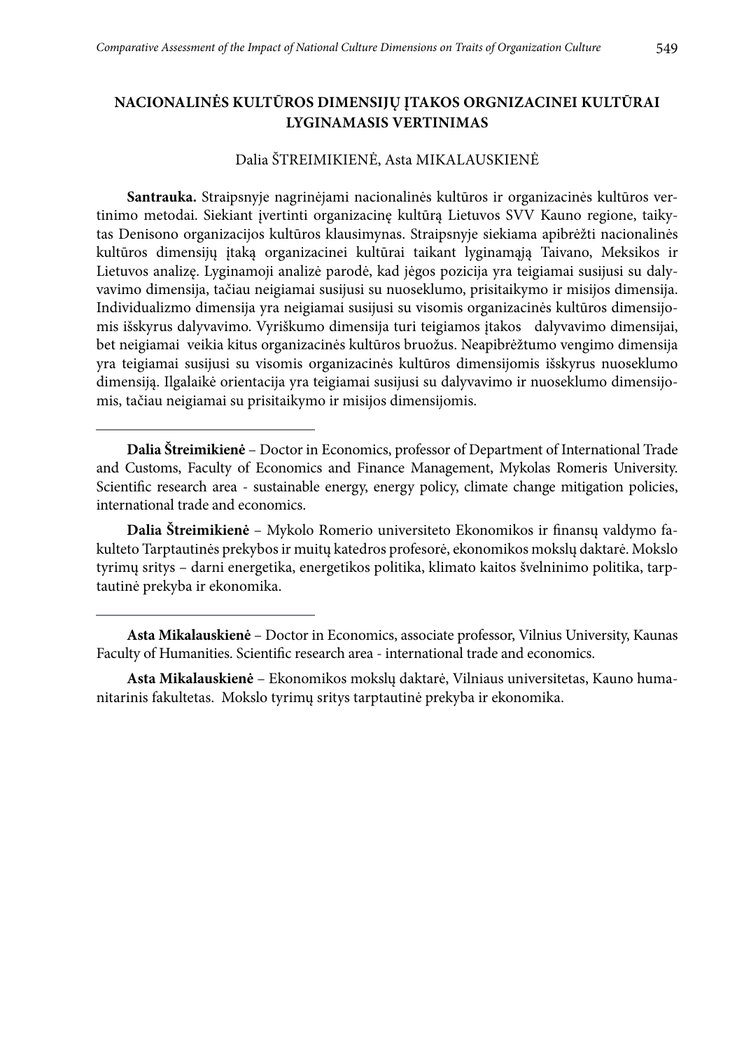## NACIONALINĖS KULTŪROS DIMENSIJŲ ĮTAKOS ORGNIZACINEI KULTŪRAI LYGINAMASIS VERTINIMAS

Dalia ŠTREIMIKIENĖ, Asta MIKALAUSKIENĖ

**Santrauka.** Straipsnyje nagrinėjami nacionalinės kultūros ir organizacinės kultūros vertinimo metodai. Siekiant įvertinti organizacinę kultūrą Lietuvos SVV Kauno regione, taikytas Denisono organizacijos kultūros klausimynas. Straipsnyje siekiama apibrėžti nacionalinės kultūros dimensijų įtaką organizacinei kultūrai taikant lyginamąją Taivano, Meksikos ir Lietuvos analizę. Lyginamoji analizė parodė, kad jėgos pozicija yra teigiamai susijusi su dalyvavimo dimensija, tačiau neigiamai susijusi su nuoseklumo, prisitaikymo ir misijos dimensija. Individualizmo dimensija yra neigiamai susijusi su visomis organizacinės kultūros dimensijomis išskyrus dalyvavimo. Vyriškumo dimensija turi teigiamos įtakos dalyvavimo dimensijai, bet neigiamai veikia kitus organizacinės kultūros bruožus. Neapibrėžtumo vengimo dimensija yra teigiamai susijusi su visomis organizacinės kultūros dimensijomis išskyrus nuoseklumo dimensiją. Ilgalaikė orientacija yra teigiamai susijusi su dalyvavimo ir nuoseklumo dimensijomis, tačiau neigiamai su prisitaikymo ir misijos dimensijomis.

---

**Dalia Štreimikienė** – Doctor in Economics, professor of Department of International Trade and Customs, Faculty of Economics and Finance Management, Mykolas Romeris University. Scientific research area - sustainable energy, energy policy, climate change mitigation policies, international trade and economics.

**Dalia Štreimikienė** – Mykolo Romerio universiteto Ekonomikos ir finansų valdymo fakulteto Tarptautinės prekybos ir muitų katedros profesorė, ekonomikos mokslų daktarė. Mokslo tyrimų sritys – darni energetika, energetikos politika, klimato kaitos švelninimo politika, tarptautinė prekyba ir ekonomika.

---

**Asta Mikalauskienė** – Doctor in Economics, associate professor, Vilnius University, Kaunas Faculty of Humanities. Scientific research area - international trade and economics.

**Asta Mikalauskienė** – Ekonomikos mokslų daktarė, Vilniaus universitetas, Kauno humanitarinis fakultetas. Mokslo tyrimų sritys tarptautinė prekyba ir ekonomika.